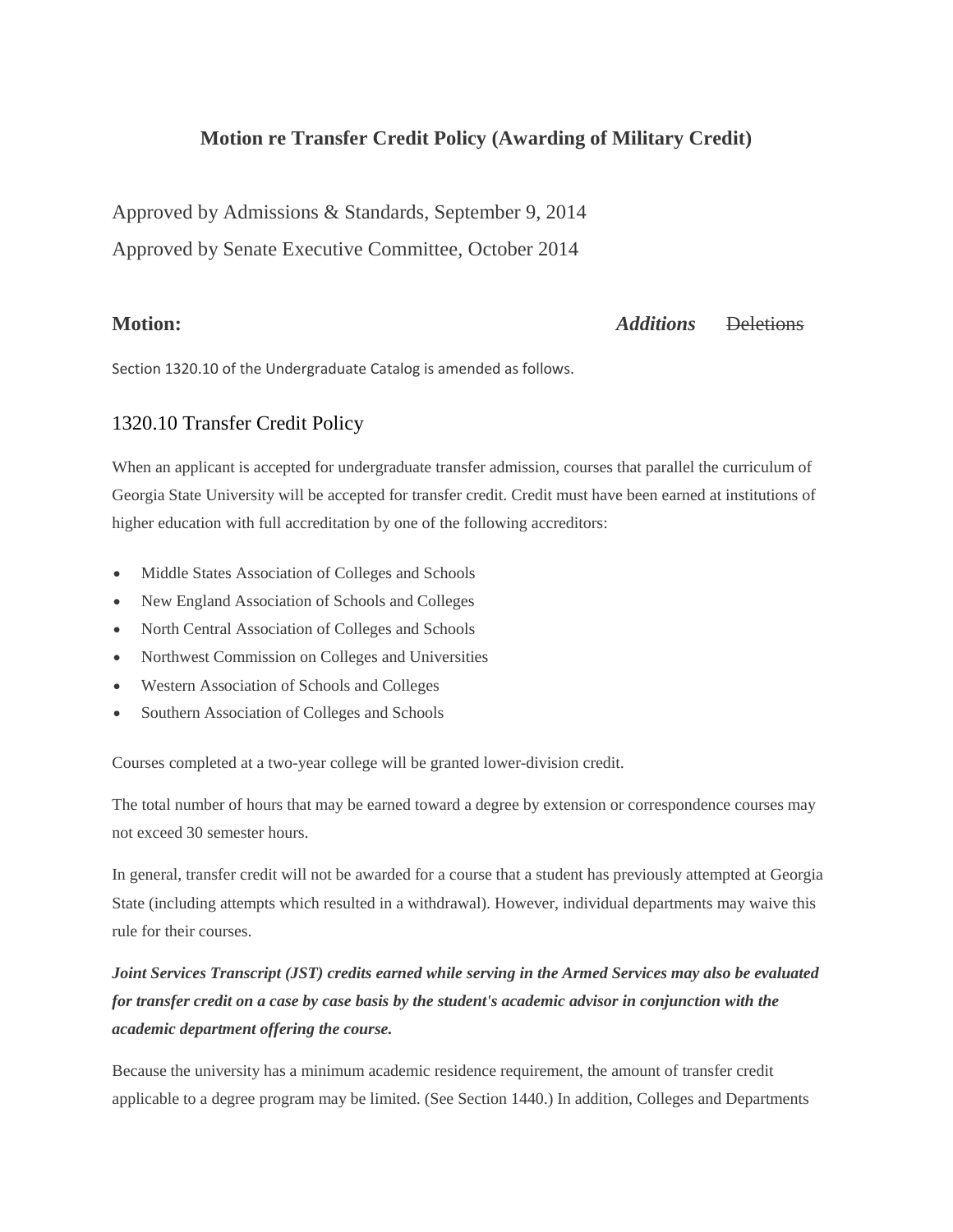# Motion re Transfer Credit Policy (Awarding of Military Credit)

Approved by Admissions & Standards, September 9, 2014

Approved by Senate Executive Committee, October 2014

**Motion:** ***Additions*** ~~Deletions~~

Section 1320.10 of the Undergraduate Catalog is amended as follows.

## 1320.10 Transfer Credit Policy

When an applicant is accepted for undergraduate transfer admission, courses that parallel the curriculum of Georgia State University will be accepted for transfer credit. Credit must have been earned at institutions of higher education with full accreditation by one of the following accreditors:

- Middle States Association of Colleges and Schools
- New England Association of Schools and Colleges
- North Central Association of Colleges and Schools
- Northwest Commission on Colleges and Universities
- Western Association of Schools and Colleges
- Southern Association of Colleges and Schools

Courses completed at a two-year college will be granted lower-division credit.

The total number of hours that may be earned toward a degree by extension or correspondence courses may not exceed 30 semester hours.

In general, transfer credit will not be awarded for a course that a student has previously attempted at Georgia State (including attempts which resulted in a withdrawal). However, individual departments may waive this rule for their courses.

***Joint Services Transcript (JST) credits earned while serving in the Armed Services may also be evaluated for transfer credit on a case by case basis by the student's academic advisor in conjunction with the academic department offering the course.***

Because the university has a minimum academic residence requirement, the amount of transfer credit applicable to a degree program may be limited. (See Section 1440.) In addition, Colleges and Departments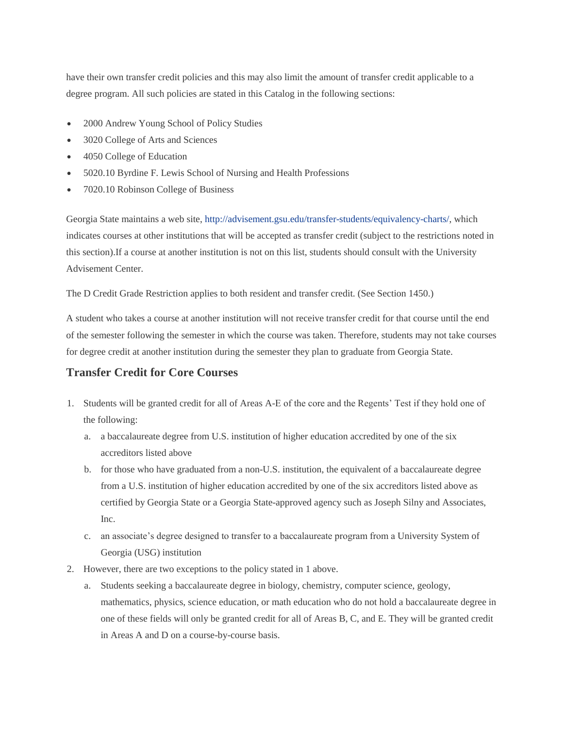have their own transfer credit policies and this may also limit the amount of transfer credit applicable to a degree program. All such policies are stated in this Catalog in the following sections:

- 2000 Andrew Young School of Policy Studies
- 3020 College of Arts and Sciences
- 4050 College of Education
- 5020.10 Byrdine F. Lewis School of Nursing and Health Professions
- 7020.10 Robinson College of Business

Georgia State maintains a web site, http://advisement.gsu.edu/transfer-students/equivalency-charts/, which indicates courses at other institutions that will be accepted as transfer credit (subject to the restrictions noted in this section).If a course at another institution is not on this list, students should consult with the University Advisement Center.

The D Credit Grade Restriction applies to both resident and transfer credit. (See Section 1450.)

A student who takes a course at another institution will not receive transfer credit for that course until the end of the semester following the semester in which the course was taken. Therefore, students may not take courses for degree credit at another institution during the semester they plan to graduate from Georgia State.

## Transfer Credit for Core Courses

1. Students will be granted credit for all of Areas A-E of the core and the Regents' Test if they hold one of the following:
   a. a baccalaureate degree from U.S. institution of higher education accredited by one of the six accreditors listed above
   b. for those who have graduated from a non-U.S. institution, the equivalent of a baccalaureate degree from a U.S. institution of higher education accredited by one of the six accreditors listed above as certified by Georgia State or a Georgia State-approved agency such as Joseph Silny and Associates, Inc.
   c. an associate's degree designed to transfer to a baccalaureate program from a University System of Georgia (USG) institution
2. However, there are two exceptions to the policy stated in 1 above.
   a. Students seeking a baccalaureate degree in biology, chemistry, computer science, geology, mathematics, physics, science education, or math education who do not hold a baccalaureate degree in one of these fields will only be granted credit for all of Areas B, C, and E. They will be granted credit in Areas A and D on a course-by-course basis.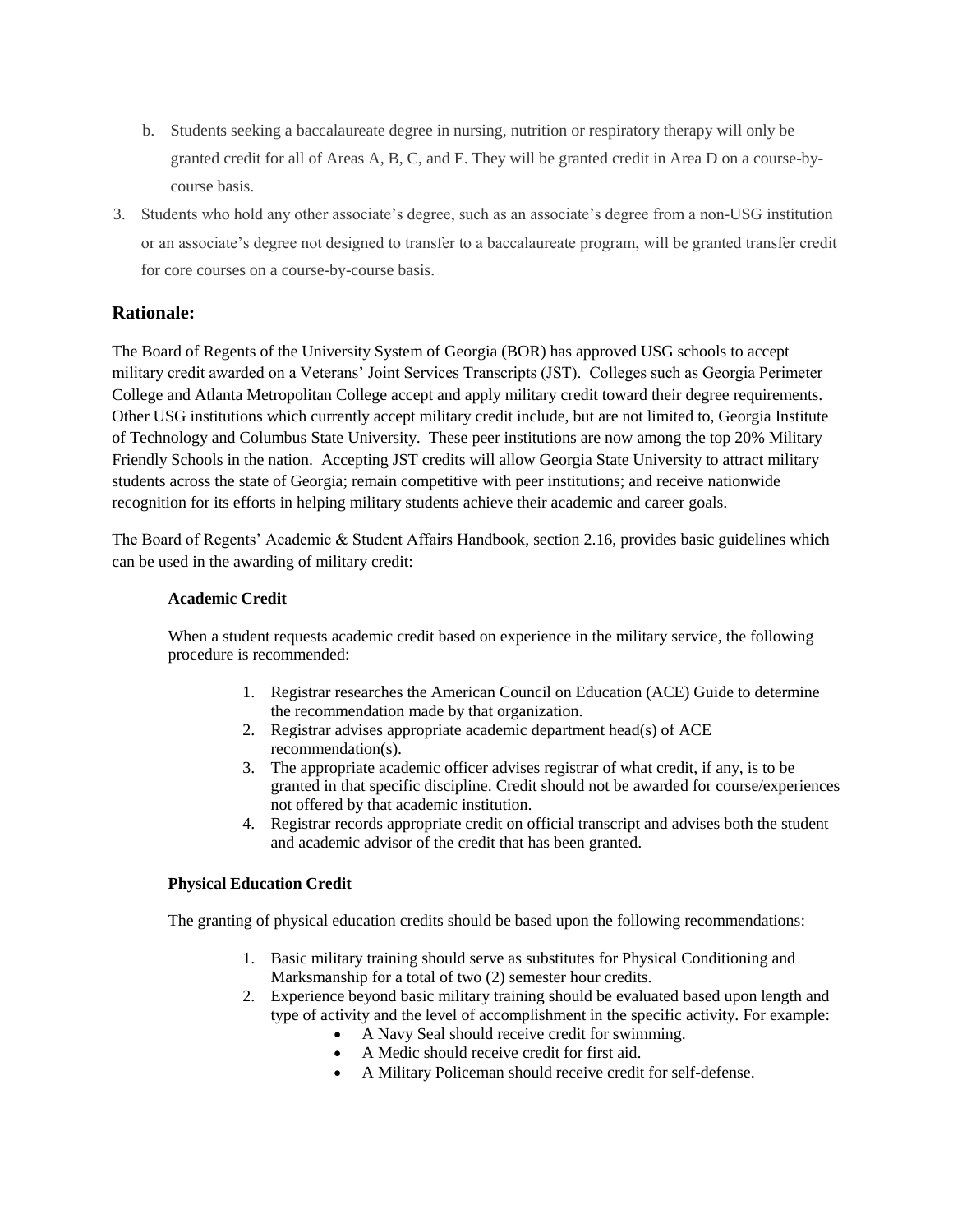b. Students seeking a baccalaureate degree in nursing, nutrition or respiratory therapy will only be granted credit for all of Areas A, B, C, and E. They will be granted credit in Area D on a course-by-course basis.

3. Students who hold any other associate's degree, such as an associate's degree from a non-USG institution or an associate's degree not designed to transfer to a baccalaureate program, will be granted transfer credit for core courses on a course-by-course basis.

## Rationale:

The Board of Regents of the University System of Georgia (BOR) has approved USG schools to accept military credit awarded on a Veterans' Joint Services Transcripts (JST). Colleges such as Georgia Perimeter College and Atlanta Metropolitan College accept and apply military credit toward their degree requirements. Other USG institutions which currently accept military credit include, but are not limited to, Georgia Institute of Technology and Columbus State University. These peer institutions are now among the top 20% Military Friendly Schools in the nation. Accepting JST credits will allow Georgia State University to attract military students across the state of Georgia; remain competitive with peer institutions; and receive nationwide recognition for its efforts in helping military students achieve their academic and career goals.

The Board of Regents' Academic & Student Affairs Handbook, section 2.16, provides basic guidelines which can be used in the awarding of military credit:

**Academic Credit**

When a student requests academic credit based on experience in the military service, the following procedure is recommended:

1. Registrar researches the American Council on Education (ACE) Guide to determine the recommendation made by that organization.
2. Registrar advises appropriate academic department head(s) of ACE recommendation(s).
3. The appropriate academic officer advises registrar of what credit, if any, is to be granted in that specific discipline. Credit should not be awarded for course/experiences not offered by that academic institution.
4. Registrar records appropriate credit on official transcript and advises both the student and academic advisor of the credit that has been granted.

**Physical Education Credit**

The granting of physical education credits should be based upon the following recommendations:

1. Basic military training should serve as substitutes for Physical Conditioning and Marksmanship for a total of two (2) semester hour credits.
2. Experience beyond basic military training should be evaluated based upon length and type of activity and the level of accomplishment in the specific activity. For example:
   - A Navy Seal should receive credit for swimming.
   - A Medic should receive credit for first aid.
   - A Military Policeman should receive credit for self-defense.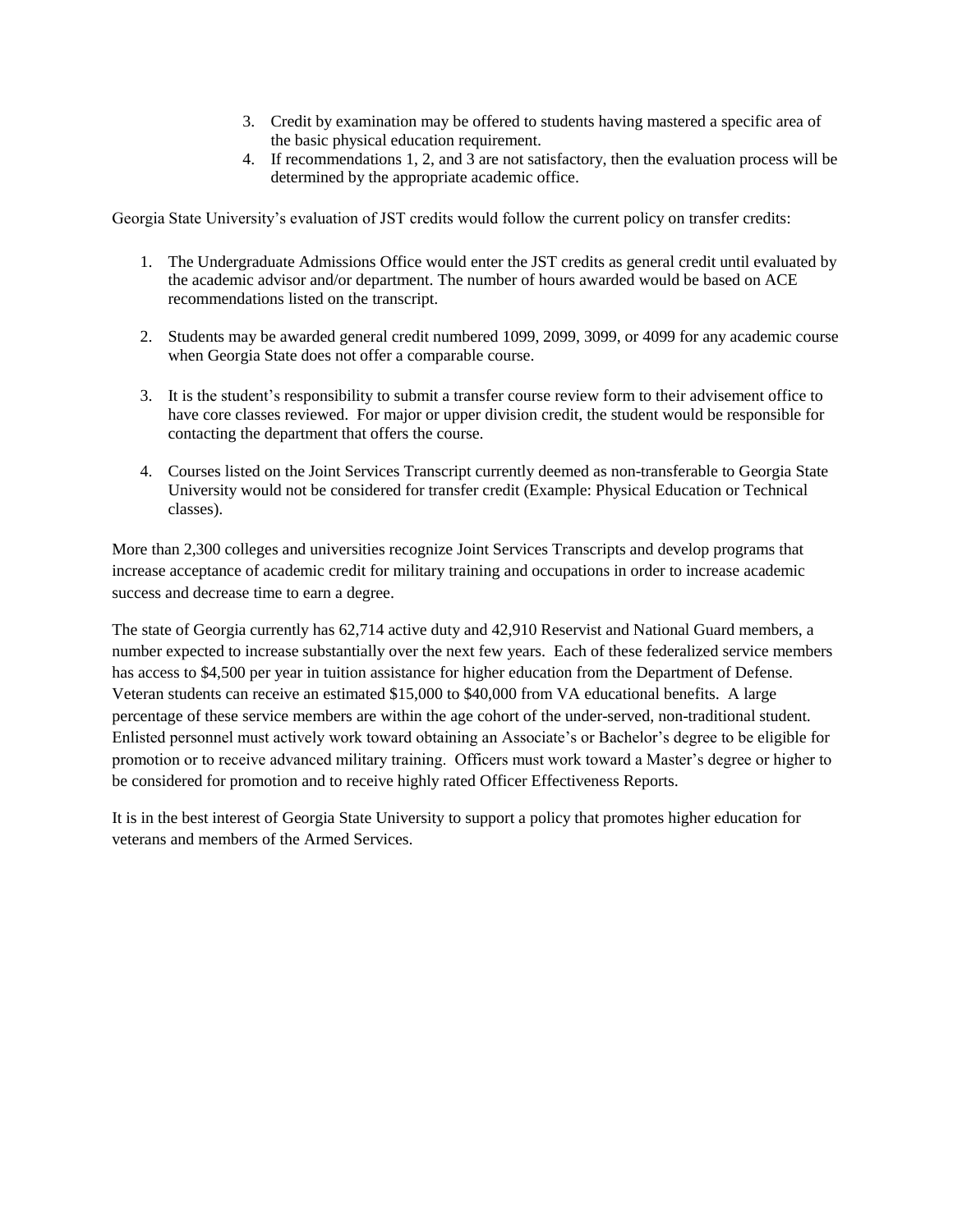3. Credit by examination may be offered to students having mastered a specific area of the basic physical education requirement.
4. If recommendations 1, 2, and 3 are not satisfactory, then the evaluation process will be determined by the appropriate academic office.

Georgia State University's evaluation of JST credits would follow the current policy on transfer credits:

1. The Undergraduate Admissions Office would enter the JST credits as general credit until evaluated by the academic advisor and/or department. The number of hours awarded would be based on ACE recommendations listed on the transcript.

2. Students may be awarded general credit numbered 1099, 2099, 3099, or 4099 for any academic course when Georgia State does not offer a comparable course.

3. It is the student's responsibility to submit a transfer course review form to their advisement office to have core classes reviewed. For major or upper division credit, the student would be responsible for contacting the department that offers the course.

4. Courses listed on the Joint Services Transcript currently deemed as non-transferable to Georgia State University would not be considered for transfer credit (Example: Physical Education or Technical classes).

More than 2,300 colleges and universities recognize Joint Services Transcripts and develop programs that increase acceptance of academic credit for military training and occupations in order to increase academic success and decrease time to earn a degree.

The state of Georgia currently has 62,714 active duty and 42,910 Reservist and National Guard members, a number expected to increase substantially over the next few years. Each of these federalized service members has access to $4,500 per year in tuition assistance for higher education from the Department of Defense. Veteran students can receive an estimated $15,000 to $40,000 from VA educational benefits. A large percentage of these service members are within the age cohort of the under-served, non-traditional student. Enlisted personnel must actively work toward obtaining an Associate's or Bachelor's degree to be eligible for promotion or to receive advanced military training. Officers must work toward a Master's degree or higher to be considered for promotion and to receive highly rated Officer Effectiveness Reports.

It is in the best interest of Georgia State University to support a policy that promotes higher education for veterans and members of the Armed Services.